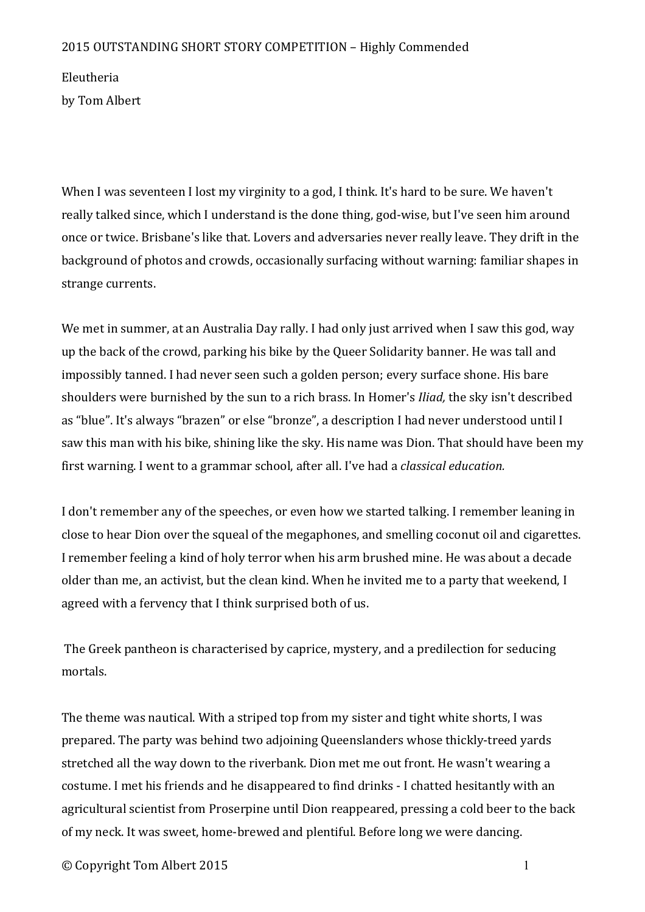2015 OUTSTANDING SHORT STORY COMPETITION – Highly Commended

# Eleutheria

by Tom Albert

When I was seventeen I lost my virginity to a god, I think. It's hard to be sure. We haven't really talked since, which I understand is the done thing, god-wise, but I've seen him around once or twice. Brisbane's like that. Lovers and adversaries never really leave. They drift in the background of photos and crowds, occasionally surfacing without warning: familiar shapes in strange currents.

We met in summer, at an Australia Day rally. I had only just arrived when I saw this god, way up the back of the crowd, parking his bike by the Queer Solidarity banner. He was tall and impossibly tanned. I had never seen such a golden person; every surface shone. His bare shoulders were burnished by the sun to a rich brass. In Homer's *Iliad,* the sky isn't described as "blue". It's always "brazen" or else "bronze", a description I had never understood until I saw this man with his bike, shining like the sky. His name was Dion. That should have been my first warning. I went to a grammar school, after all. I've had a *classical education.*

I don't remember any of the speeches, or even how we started talking. I remember leaning in close to hear Dion over the squeal of the megaphones, and smelling coconut oil and cigarettes. I remember feeling a kind of holy terror when his arm brushed mine. He was about a decade older than me, an activist, but the clean kind. When he invited me to a party that weekend, I agreed with a fervency that I think surprised both of us.

The Greek pantheon is characterised by caprice, mystery, and a predilection for seducing mortals.

The theme was nautical. With a striped top from my sister and tight white shorts, I was prepared. The party was behind two adjoining Queenslanders whose thickly-treed yards stretched all the way down to the riverbank. Dion met me out front. He wasn't wearing a costume. I met his friends and he disappeared to find drinks - I chatted hesitantly with an agricultural scientist from Proserpine until Dion reappeared, pressing a cold beer to the back of my neck. It was sweet, home-brewed and plentiful. Before long we were dancing.

© Copyright Tom Albert 2015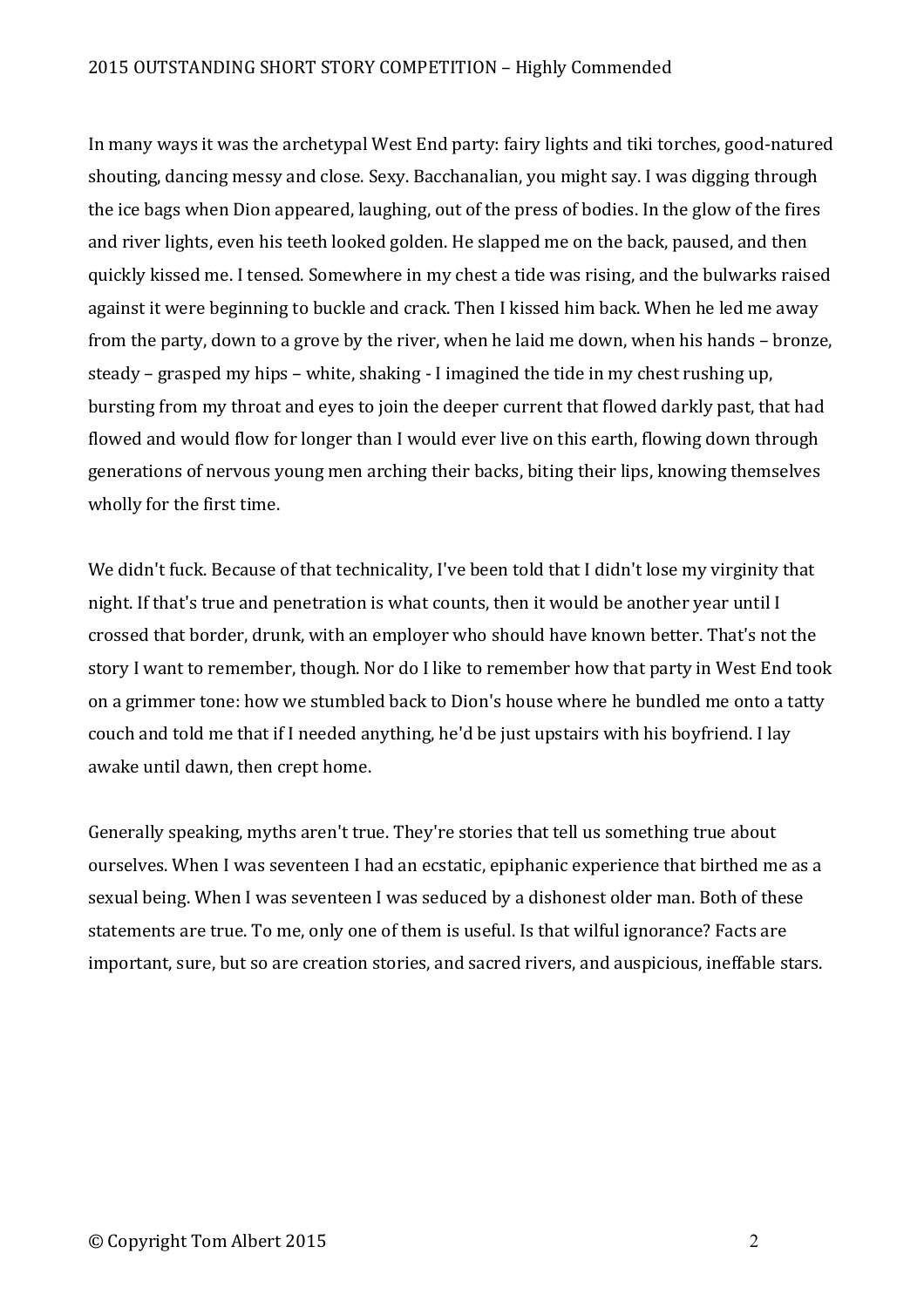In many ways it was the archetypal West End party: fairy lights and tiki torches, good-natured shouting, dancing messy and close. Sexy. Bacchanalian, you might say. I was digging through the ice bags when Dion appeared, laughing, out of the press of bodies. In the glow of the fires and river lights, even his teeth looked golden. He slapped me on the back, paused, and then quickly kissed me. I tensed. Somewhere in my chest a tide was rising, and the bulwarks raised against it were beginning to buckle and crack. Then I kissed him back. When he led me away from the party, down to a grove by the river, when he laid me down, when his hands – bronze, steady – grasped my hips – white, shaking - I imagined the tide in my chest rushing up, bursting from my throat and eyes to join the deeper current that flowed darkly past, that had flowed and would flow for longer than I would ever live on this earth, flowing down through generations of nervous young men arching their backs, biting their lips, knowing themselves wholly for the first time.

We didn't fuck. Because of that technicality, I've been told that I didn't lose my virginity that night. If that's true and penetration is what counts, then it would be another year until I crossed that border, drunk, with an employer who should have known better. That's not the story I want to remember, though. Nor do I like to remember how that party in West End took on a grimmer tone: how we stumbled back to Dion's house where he bundled me onto a tatty couch and told me that if I needed anything, he'd be just upstairs with his boyfriend. I lay awake until dawn, then crept home.

Generally speaking, myths aren't true. They're stories that tell us something true about ourselves. When I was seventeen I had an ecstatic, epiphanic experience that birthed me as a sexual being. When I was seventeen I was seduced by a dishonest older man. Both of these statements are true. To me, only one of them is useful. Is that wilful ignorance? Facts are important, sure, but so are creation stories, and sacred rivers, and auspicious, ineffable stars.